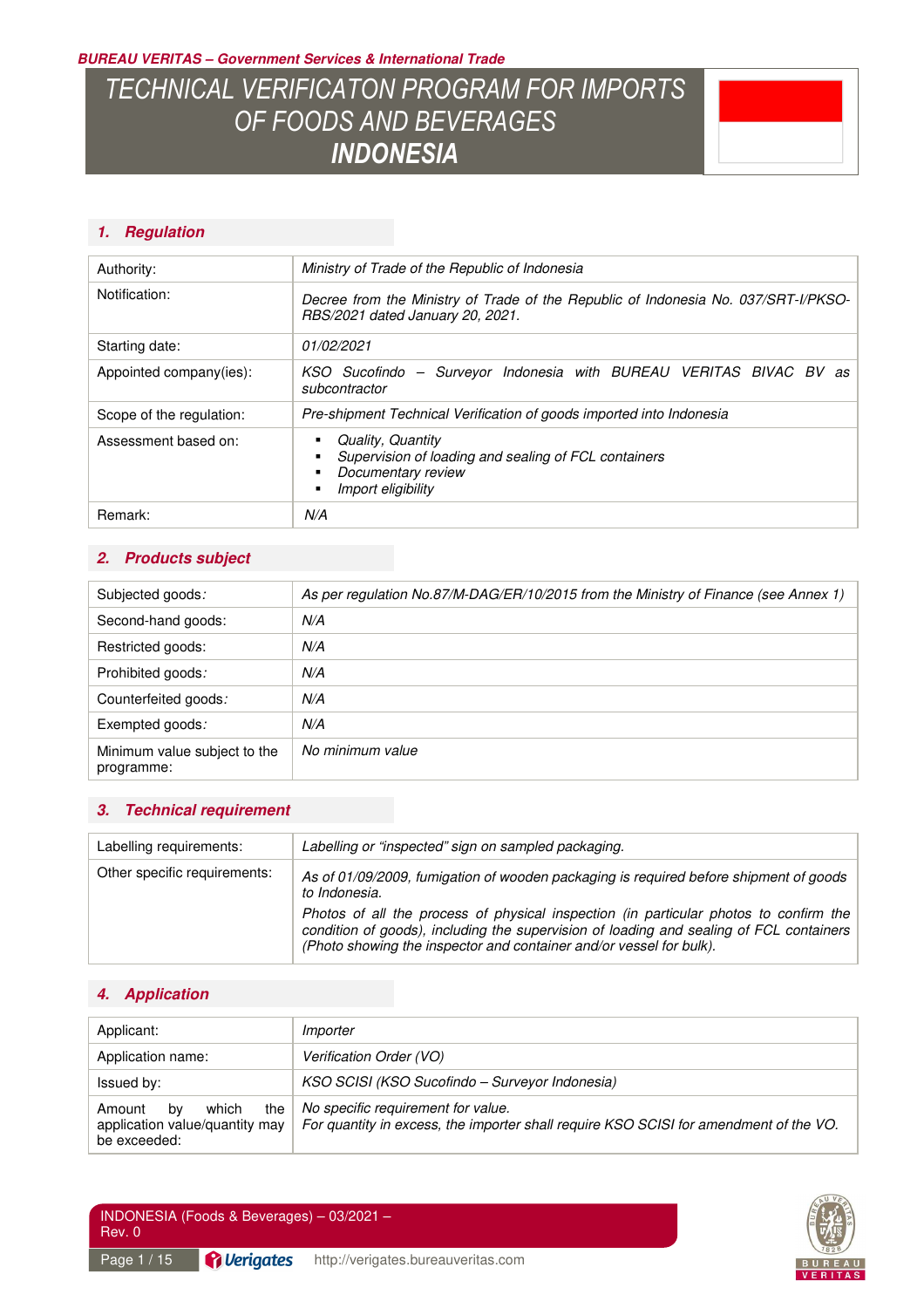BUREAU VERITAS – Government Services & International Trade

# TECHNICAL VERIFICATON PROGRAM FOR IMPORTS OF FOODS AND BEVERAGES INDONESIA

## 1. Regulation

| | |
|---|---|
| Authority: | *Ministry of Trade of the Republic of Indonesia* |
| Notification: | *Decree from the Ministry of Trade of the Republic of Indonesia No. 037/SRT-I/PKSO-RBS/2021 dated January 20, 2021.* |
| Starting date: | *01/02/2021* |
| Appointed company(ies): | *KSO Sucofindo – Surveyor Indonesia with BUREAU VERITAS BIVAC BV as subcontractor* |
| Scope of the regulation: | *Pre-shipment Technical Verification of goods imported into Indonesia* |
| Assessment based on: | ▪ *Quality, Quantity*<br>▪ *Supervision of loading and sealing of FCL containers*<br>▪ *Documentary review*<br>▪ *Import eligibility* |
| Remark: | *N/A* |

## 2. Products subject

| | |
|---|---|
| Subjected goods: | *As per regulation No.87/M-DAG/ER/10/2015 from the Ministry of Finance (see Annex 1)* |
| Second-hand goods: | *N/A* |
| Restricted goods: | *N/A* |
| Prohibited goods: | *N/A* |
| Counterfeited goods: | *N/A* |
| Exempted goods: | *N/A* |
| Minimum value subject to the programme: | *No minimum value* |

## 3. Technical requirement

| | |
|---|---|
| Labelling requirements: | *Labelling or "inspected" sign on sampled packaging.* |
| Other specific requirements: | *As of 01/09/2009, fumigation of wooden packaging is required before shipment of goods to Indonesia.*<br>*Photos of all the process of physical inspection (in particular photos to confirm the condition of goods), including the supervision of loading and sealing of FCL containers (Photo showing the inspector and container and/or vessel for bulk).* |

## 4. Application

| | |
|---|---|
| Applicant: | *Importer* |
| Application name: | *Verification Order (VO)* |
| Issued by: | *KSO SCISI (KSO Sucofindo – Surveyor Indonesia)* |
| Amount by which the application value/quantity may be exceeded: | *No specific requirement for value.*<br>*For quantity in excess, the importer shall require KSO SCISI for amendment of the VO.* |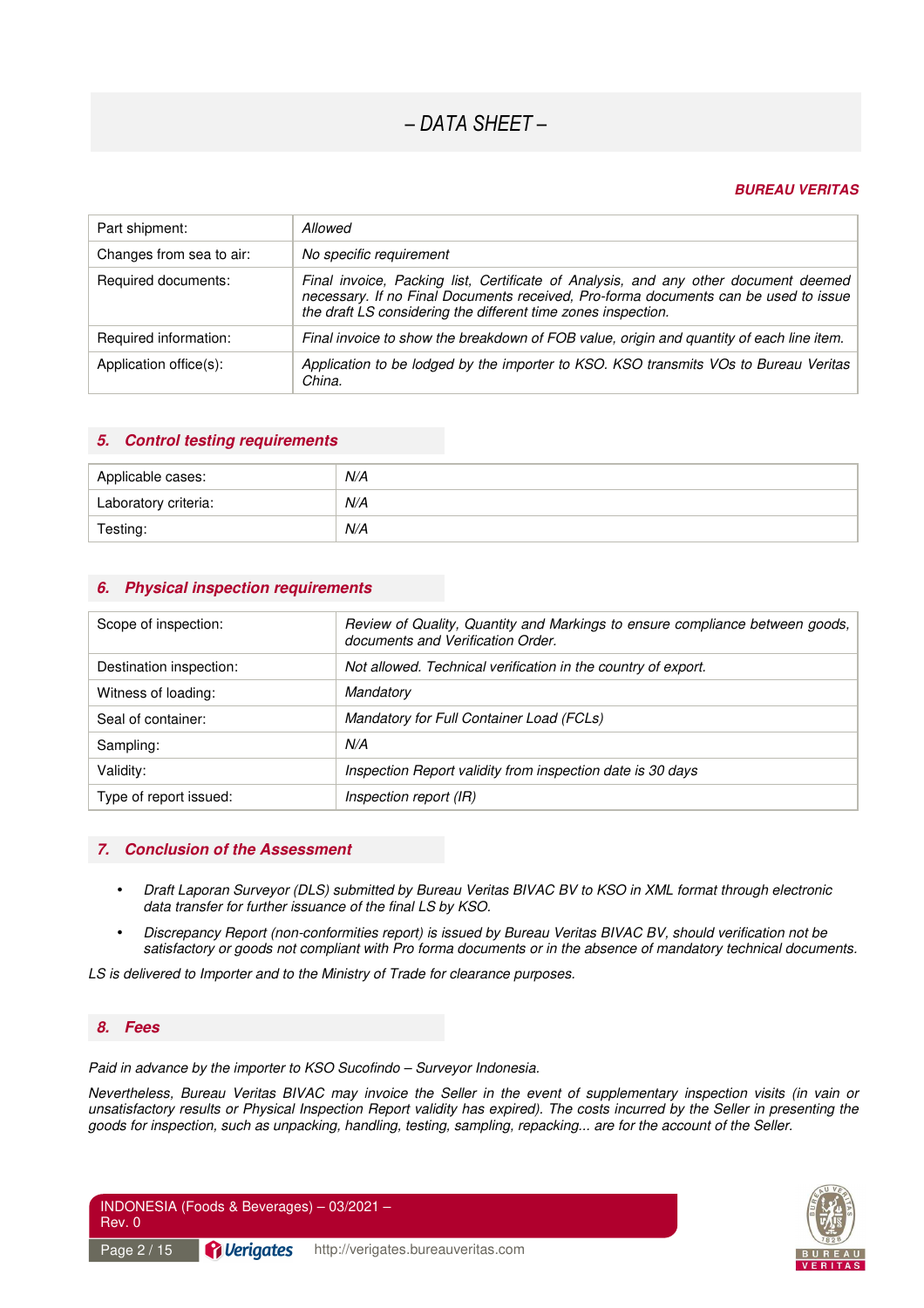# – DATA SHEET –

**BUREAU VERITAS**

| | |
|---|---|
| Part shipment: | *Allowed* |
| Changes from sea to air: | *No specific requirement* |
| Required documents: | *Final invoice, Packing list, Certificate of Analysis, and any other document deemed necessary. If no Final Documents received, Pro-forma documents can be used to issue the draft LS considering the different time zones inspection.* |
| Required information: | *Final invoice to show the breakdown of FOB value, origin and quantity of each line item.* |
| Application office(s): | *Application to be lodged by the importer to KSO. KSO transmits VOs to Bureau Veritas China.* |

## 5. Control testing requirements

| | |
|---|---|
| Applicable cases: | *N/A* |
| Laboratory criteria: | *N/A* |
| Testing: | *N/A* |

## 6. Physical inspection requirements

| | |
|---|---|
| Scope of inspection: | *Review of Quality, Quantity and Markings to ensure compliance between goods, documents and Verification Order.* |
| Destination inspection: | *Not allowed. Technical verification in the country of export.* |
| Witness of loading: | *Mandatory* |
| Seal of container: | *Mandatory for Full Container Load (FCLs)* |
| Sampling: | *N/A* |
| Validity: | *Inspection Report validity from inspection date is 30 days* |
| Type of report issued: | *Inspection report (IR)* |

## 7. Conclusion of the Assessment

- *Draft Laporan Surveyor (DLS) submitted by Bureau Veritas BIVAC BV to KSO in XML format through electronic data transfer for further issuance of the final LS by KSO.*
- *Discrepancy Report (non-conformities report) is issued by Bureau Veritas BIVAC BV, should verification not be satisfactory or goods not compliant with Pro forma documents or in the absence of mandatory technical documents.*

*LS is delivered to Importer and to the Ministry of Trade for clearance purposes.*

## 8. Fees

*Paid in advance by the importer to KSO Sucofindo – Surveyor Indonesia.*

*Nevertheless, Bureau Veritas BIVAC may invoice the Seller in the event of supplementary inspection visits (in vain or unsatisfactory results or Physical Inspection Report validity has expired). The costs incurred by the Seller in presenting the goods for inspection, such as unpacking, handling, testing, sampling, repacking... are for the account of the Seller.*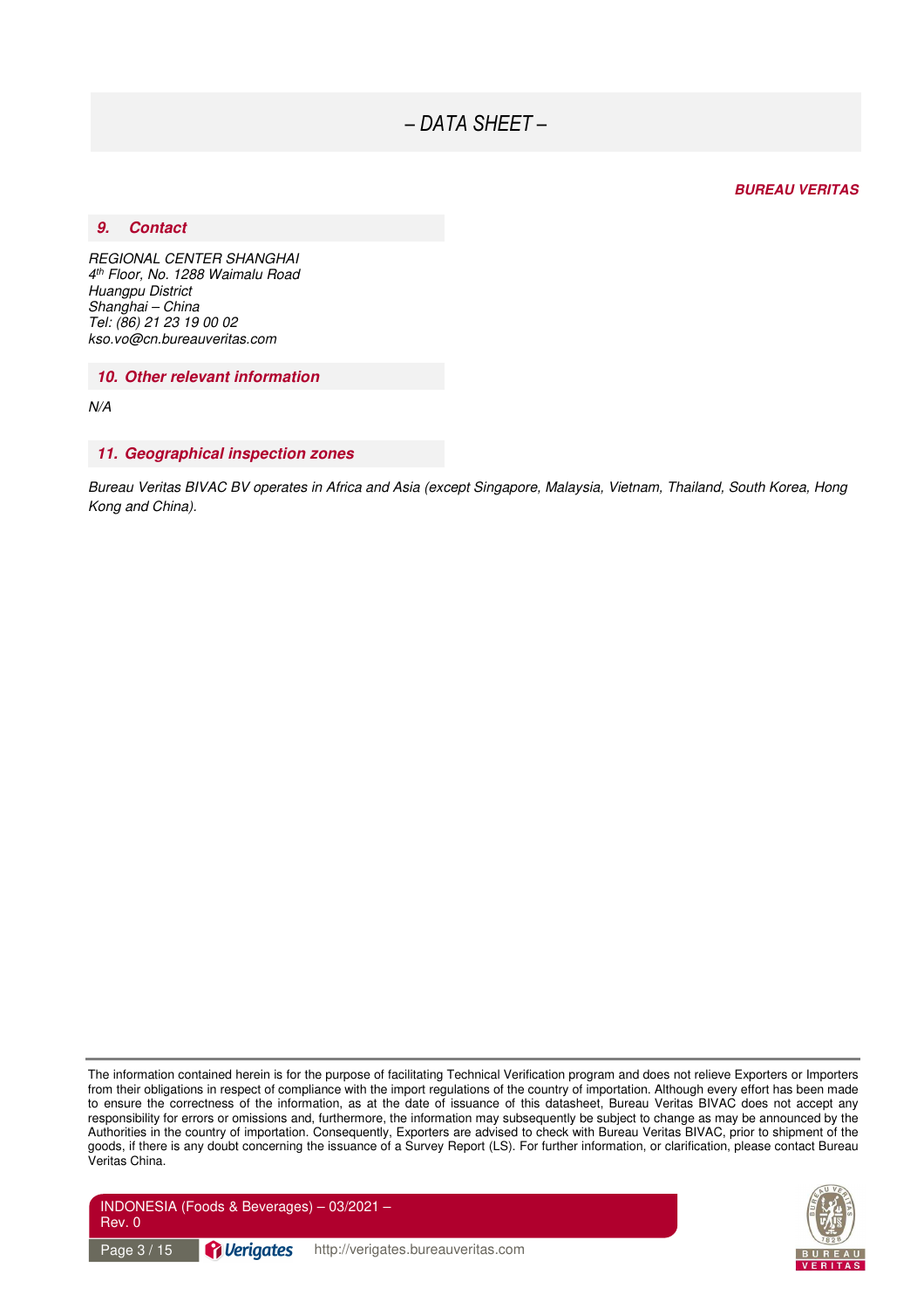## 9. Contact

*REGIONAL CENTER SHANGHAI*
*4th Floor, No. 1288 Waimalu Road*
*Huangpu District*
*Shanghai – China*
*Tel: (86) 21 23 19 00 02*
*kso.vo@cn.bureauveritas.com*

## 10. Other relevant information

*N/A*

## 11. Geographical inspection zones

*Bureau Veritas BIVAC BV operates in Africa and Asia (except Singapore, Malaysia, Vietnam, Thailand, South Korea, Hong Kong and China).*

The information contained herein is for the purpose of facilitating Technical Verification program and does not relieve Exporters or Importers from their obligations in respect of compliance with the import regulations of the country of importation. Although every effort has been made to ensure the correctness of the information, as at the date of issuance of this datasheet, Bureau Veritas BIVAC does not accept any responsibility for errors or omissions and, furthermore, the information may subsequently be subject to change as may be announced by the Authorities in the country of importation. Consequently, Exporters are advised to check with Bureau Veritas BIVAC, prior to shipment of the goods, if there is any doubt concerning the issuance of a Survey Report (LS). For further information, or clarification, please contact Bureau Veritas China.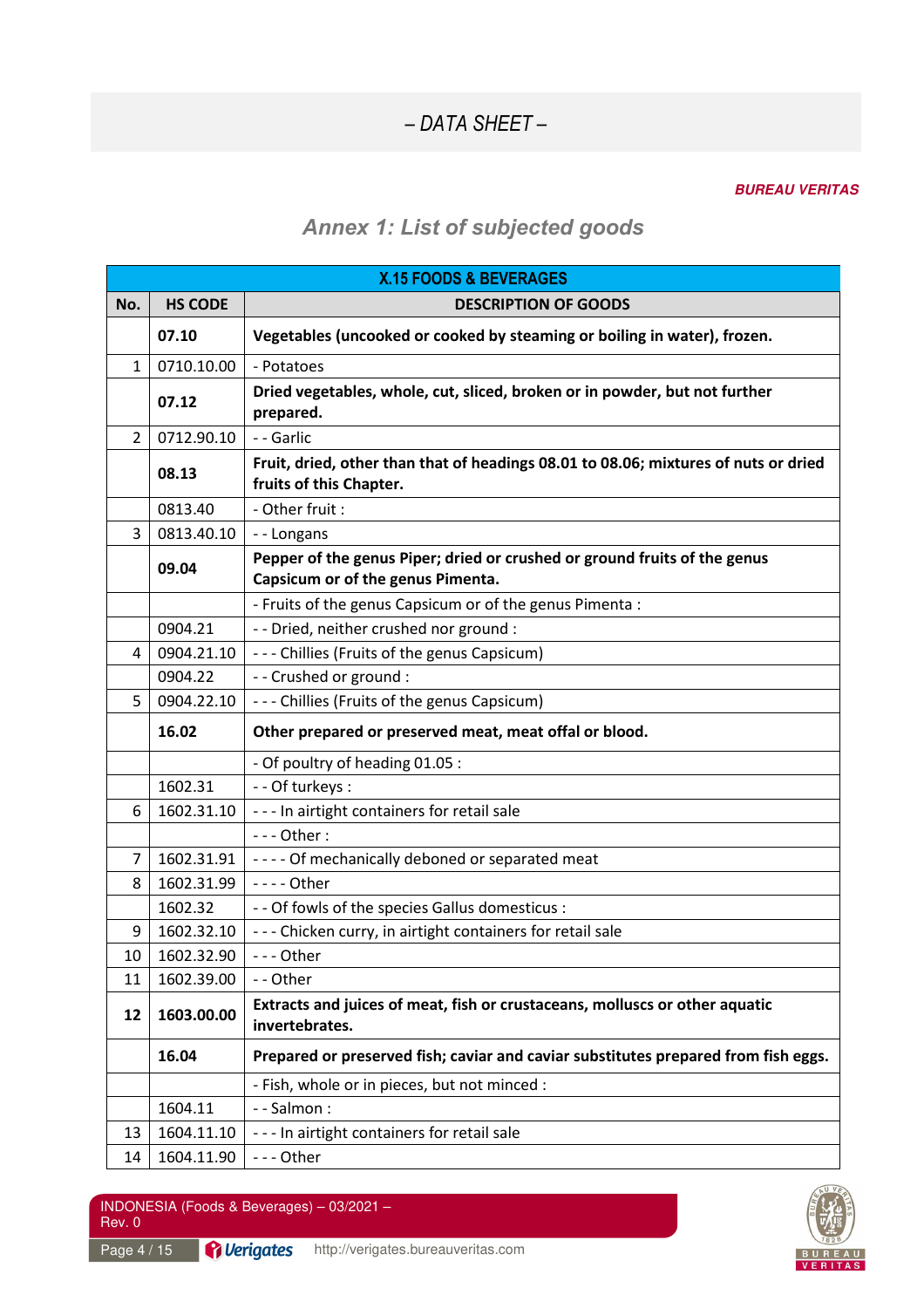– *DATA SHEET* –

***BUREAU VERITAS***

## *Annex 1: List of subjected goods*

| X.15 FOODS & BEVERAGES | | |
|---|---|---|
| **No.** | **HS CODE** | **DESCRIPTION OF GOODS** |
| | **07.10** | **Vegetables (uncooked or cooked by steaming or boiling in water), frozen.** |
| 1 | 0710.10.00 | - Potatoes |
| | **07.12** | **Dried vegetables, whole, cut, sliced, broken or in powder, but not further prepared.** |
| 2 | 0712.90.10 | - - Garlic |
| | **08.13** | **Fruit, dried, other than that of headings 08.01 to 08.06; mixtures of nuts or dried fruits of this Chapter.** |
| | 0813.40 | - Other fruit : |
| 3 | 0813.40.10 | - - Longans |
| | **09.04** | **Pepper of the genus Piper; dried or crushed or ground fruits of the genus Capsicum or of the genus Pimenta.** |
| | | - Fruits of the genus Capsicum or of the genus Pimenta : |
| | 0904.21 | - - Dried, neither crushed nor ground : |
| 4 | 0904.21.10 | - - - Chillies (Fruits of the genus Capsicum) |
| | 0904.22 | - - Crushed or ground : |
| 5 | 0904.22.10 | - - - Chillies (Fruits of the genus Capsicum) |
| | **16.02** | **Other prepared or preserved meat, meat offal or blood.** |
| | | - Of poultry of heading 01.05 : |
| | 1602.31 | - - Of turkeys : |
| 6 | 1602.31.10 | - - - In airtight containers for retail sale |
| | | - - - Other : |
| 7 | 1602.31.91 | - - - - Of mechanically deboned or separated meat |
| 8 | 1602.31.99 | - - - - Other |
| | 1602.32 | - - Of fowls of the species Gallus domesticus : |
| 9 | 1602.32.10 | - - - Chicken curry, in airtight containers for retail sale |
| 10 | 1602.32.90 | - - - Other |
| 11 | 1602.39.00 | - - Other |
| **12** | **1603.00.00** | **Extracts and juices of meat, fish or crustaceans, molluscs or other aquatic invertebrates.** |
| | **16.04** | **Prepared or preserved fish; caviar and caviar substitutes prepared from fish eggs.** |
| | | - Fish, whole or in pieces, but not minced : |
| | 1604.11 | - - Salmon : |
| 13 | 1604.11.10 | - - - In airtight containers for retail sale |
| 14 | 1604.11.90 | - - - Other |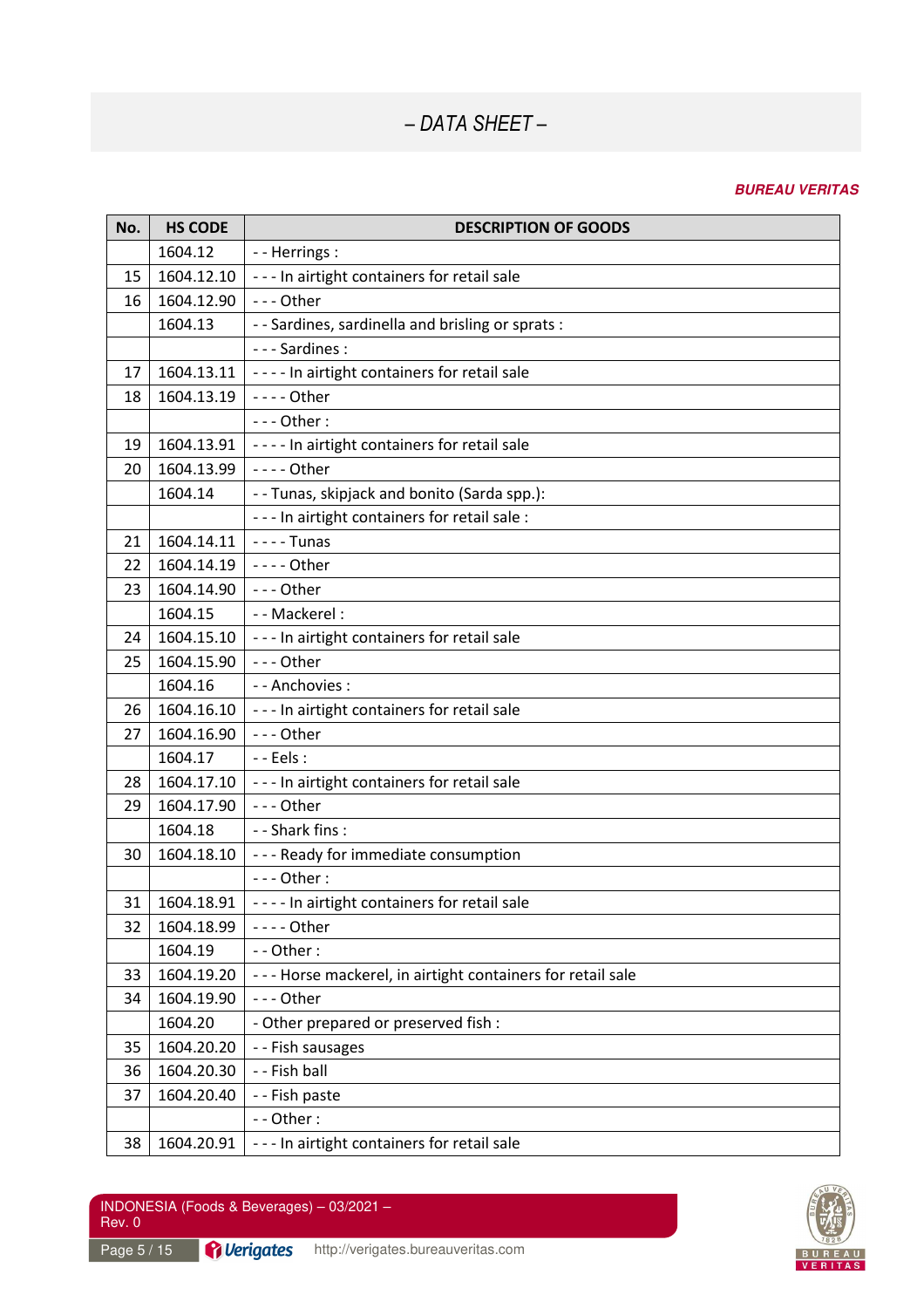– *DATA SHEET* –

***BUREAU VERITAS***

| No. | HS CODE | DESCRIPTION OF GOODS |
|---|---|---|
| | 1604.12 | - - Herrings : |
| 15 | 1604.12.10 | - - - In airtight containers for retail sale |
| 16 | 1604.12.90 | - - - Other |
| | 1604.13 | - - Sardines, sardinella and brisling or sprats : |
| | | - - - Sardines : |
| 17 | 1604.13.11 | - - - - In airtight containers for retail sale |
| 18 | 1604.13.19 | - - - - Other |
| | | - - - Other : |
| 19 | 1604.13.91 | - - - - In airtight containers for retail sale |
| 20 | 1604.13.99 | - - - - Other |
| | 1604.14 | - - Tunas, skipjack and bonito (Sarda spp.): |
| | | - - - In airtight containers for retail sale : |
| 21 | 1604.14.11 | - - - - Tunas |
| 22 | 1604.14.19 | - - - - Other |
| 23 | 1604.14.90 | - - - Other |
| | 1604.15 | - - Mackerel : |
| 24 | 1604.15.10 | - - - In airtight containers for retail sale |
| 25 | 1604.15.90 | - - - Other |
| | 1604.16 | - - Anchovies : |
| 26 | 1604.16.10 | - - - In airtight containers for retail sale |
| 27 | 1604.16.90 | - - - Other |
| | 1604.17 | - - Eels : |
| 28 | 1604.17.10 | - - - In airtight containers for retail sale |
| 29 | 1604.17.90 | - - - Other |
| | 1604.18 | - - Shark fins : |
| 30 | 1604.18.10 | - - - Ready for immediate consumption |
| | | - - - Other : |
| 31 | 1604.18.91 | - - - - In airtight containers for retail sale |
| 32 | 1604.18.99 | - - - - Other |
| | 1604.19 | - - Other : |
| 33 | 1604.19.20 | - - - Horse mackerel, in airtight containers for retail sale |
| 34 | 1604.19.90 | - - - Other |
| | 1604.20 | - Other prepared or preserved fish : |
| 35 | 1604.20.20 | - - Fish sausages |
| 36 | 1604.20.30 | - - Fish ball |
| 37 | 1604.20.40 | - - Fish paste |
| | | - - Other : |
| 38 | 1604.20.91 | - - - In airtight containers for retail sale |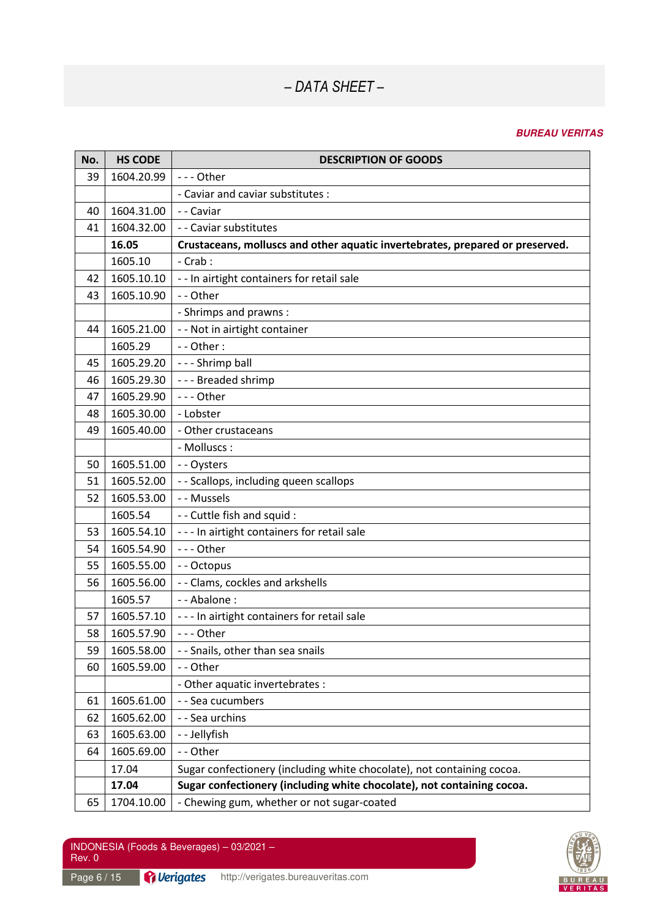*– DATA SHEET –*

***BUREAU VERITAS***

| No. | HS CODE | DESCRIPTION OF GOODS |
|---|---|---|
| 39 | 1604.20.99 | - - - Other |
| | | - Caviar and caviar substitutes : |
| 40 | 1604.31.00 | - - Caviar |
| 41 | 1604.32.00 | - - Caviar substitutes |
| | **16.05** | **Crustaceans, molluscs and other aquatic invertebrates, prepared or preserved.** |
| | 1605.10 | - Crab : |
| 42 | 1605.10.10 | - - In airtight containers for retail sale |
| 43 | 1605.10.90 | - - Other |
| | | - Shrimps and prawns : |
| 44 | 1605.21.00 | - - Not in airtight container |
| | 1605.29 | - - Other : |
| 45 | 1605.29.20 | - - - Shrimp ball |
| 46 | 1605.29.30 | - - - Breaded shrimp |
| 47 | 1605.29.90 | - - - Other |
| 48 | 1605.30.00 | - Lobster |
| 49 | 1605.40.00 | - Other crustaceans |
| | | - Molluscs : |
| 50 | 1605.51.00 | - - Oysters |
| 51 | 1605.52.00 | - - Scallops, including queen scallops |
| 52 | 1605.53.00 | - - Mussels |
| | 1605.54 | - - Cuttle fish and squid : |
| 53 | 1605.54.10 | - - - In airtight containers for retail sale |
| 54 | 1605.54.90 | - - - Other |
| 55 | 1605.55.00 | - - Octopus |
| 56 | 1605.56.00 | - - Clams, cockles and arkshells |
| | 1605.57 | - - Abalone : |
| 57 | 1605.57.10 | - - - In airtight containers for retail sale |
| 58 | 1605.57.90 | - - - Other |
| 59 | 1605.58.00 | - - Snails, other than sea snails |
| 60 | 1605.59.00 | - - Other |
| | | - Other aquatic invertebrates : |
| 61 | 1605.61.00 | - - Sea cucumbers |
| 62 | 1605.62.00 | - - Sea urchins |
| 63 | 1605.63.00 | - - Jellyfish |
| 64 | 1605.69.00 | - - Other |
| | 17.04 | Sugar confectionery (including white chocolate), not containing cocoa. |
| | **17.04** | **Sugar confectionery (including white chocolate), not containing cocoa.** |
| 65 | 1704.10.00 | - Chewing gum, whether or not sugar-coated |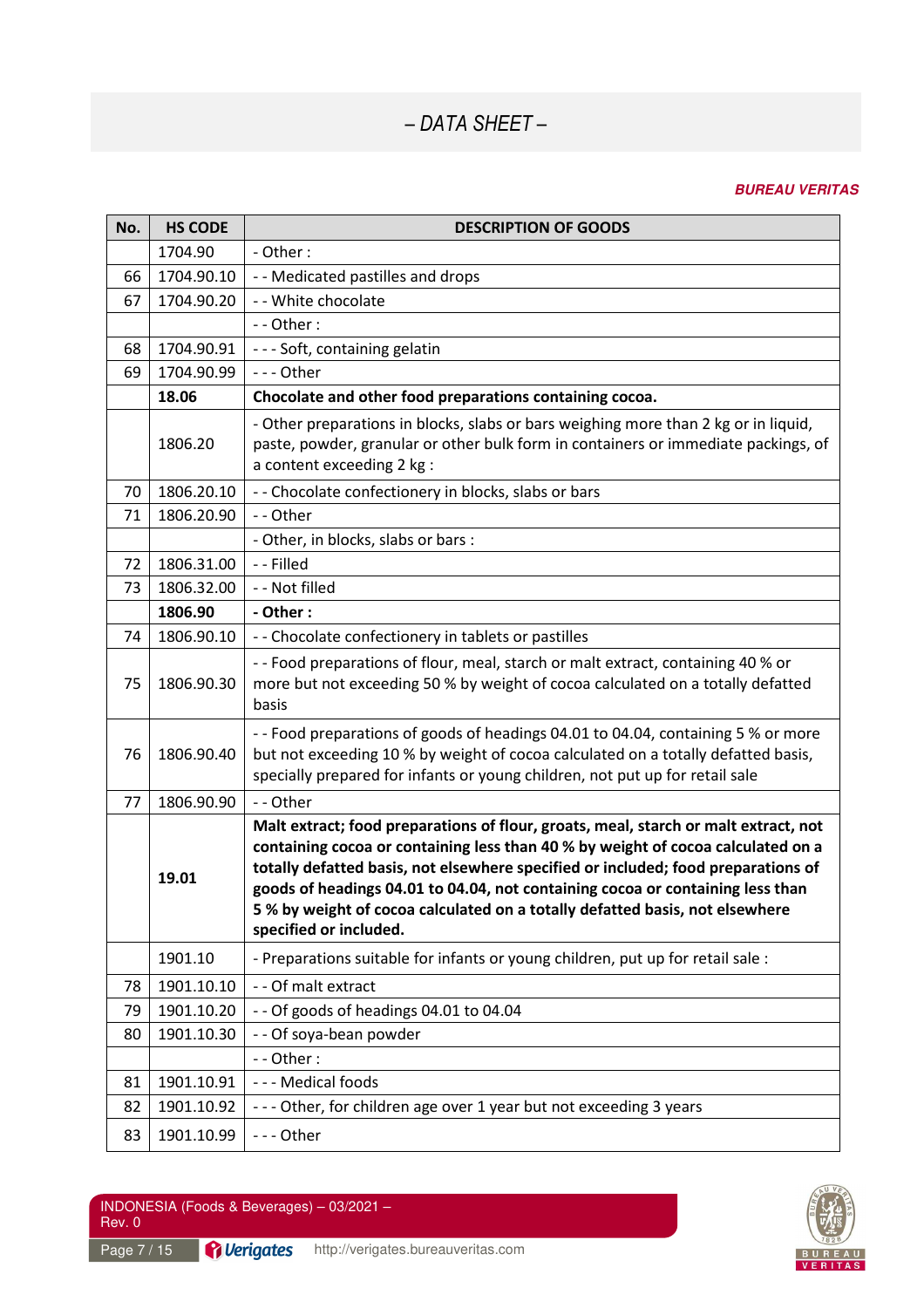| No. | HS CODE | DESCRIPTION OF GOODS |
|---|---|---|
| | 1704.90 | - Other : |
| 66 | 1704.90.10 | - - Medicated pastilles and drops |
| 67 | 1704.90.20 | - - White chocolate |
| | | - - Other : |
| 68 | 1704.90.91 | - - - Soft, containing gelatin |
| 69 | 1704.90.99 | - - - Other |
| | **18.06** | **Chocolate and other food preparations containing cocoa.** |
| | 1806.20 | - Other preparations in blocks, slabs or bars weighing more than 2 kg or in liquid, paste, powder, granular or other bulk form in containers or immediate packings, of a content exceeding 2 kg : |
| 70 | 1806.20.10 | - - Chocolate confectionery in blocks, slabs or bars |
| 71 | 1806.20.90 | - - Other |
| | | - Other, in blocks, slabs or bars : |
| 72 | 1806.31.00 | - - Filled |
| 73 | 1806.32.00 | - - Not filled |
| | **1806.90** | **- Other :** |
| 74 | 1806.90.10 | - - Chocolate confectionery in tablets or pastilles |
| 75 | 1806.90.30 | - - Food preparations of flour, meal, starch or malt extract, containing 40 % or more but not exceeding 50 % by weight of cocoa calculated on a totally defatted basis |
| 76 | 1806.90.40 | - - Food preparations of goods of headings 04.01 to 04.04, containing 5 % or more but not exceeding 10 % by weight of cocoa calculated on a totally defatted basis, specially prepared for infants or young children, not put up for retail sale |
| 77 | 1806.90.90 | - - Other |
| | **19.01** | **Malt extract; food preparations of flour, groats, meal, starch or malt extract, not containing cocoa or containing less than 40 % by weight of cocoa calculated on a totally defatted basis, not elsewhere specified or included; food preparations of goods of headings 04.01 to 04.04, not containing cocoa or containing less than 5 % by weight of cocoa calculated on a totally defatted basis, not elsewhere specified or included.** |
| | 1901.10 | - Preparations suitable for infants or young children, put up for retail sale : |
| 78 | 1901.10.10 | - - Of malt extract |
| 79 | 1901.10.20 | - - Of goods of headings 04.01 to 04.04 |
| 80 | 1901.10.30 | - - Of soya-bean powder |
| | | - - Other : |
| 81 | 1901.10.91 | - - - Medical foods |
| 82 | 1901.10.92 | - - - Other, for children age over 1 year but not exceeding 3 years |
| 83 | 1901.10.99 | - - - Other |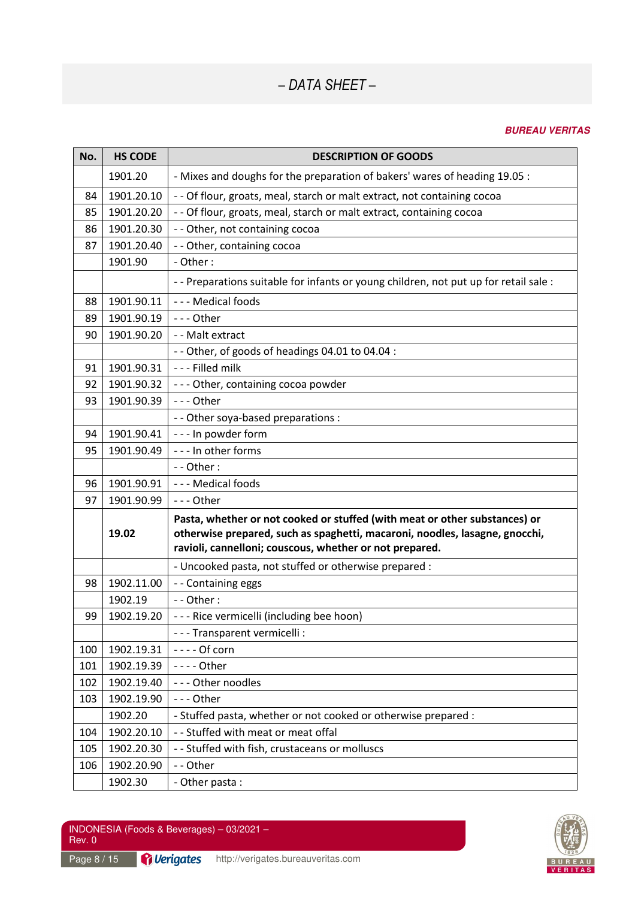– DATA SHEET –

**BUREAU VERITAS**

| No. | HS CODE | DESCRIPTION OF GOODS |
|---|---|---|
| | 1901.20 | - Mixes and doughs for the preparation of bakers' wares of heading 19.05 : |
| 84 | 1901.20.10 | - - Of flour, groats, meal, starch or malt extract, not containing cocoa |
| 85 | 1901.20.20 | - - Of flour, groats, meal, starch or malt extract, containing cocoa |
| 86 | 1901.20.30 | - - Other, not containing cocoa |
| 87 | 1901.20.40 | - - Other, containing cocoa |
| | 1901.90 | - Other : |
| | | - - Preparations suitable for infants or young children, not put up for retail sale : |
| 88 | 1901.90.11 | - - - Medical foods |
| 89 | 1901.90.19 | - - - Other |
| 90 | 1901.90.20 | - - Malt extract |
| | | - - Other, of goods of headings 04.01 to 04.04 : |
| 91 | 1901.90.31 | - - - Filled milk |
| 92 | 1901.90.32 | - - - Other, containing cocoa powder |
| 93 | 1901.90.39 | - - - Other |
| | | - - Other soya-based preparations : |
| 94 | 1901.90.41 | - - - In powder form |
| 95 | 1901.90.49 | - - - In other forms |
| | | - - Other : |
| 96 | 1901.90.91 | - - - Medical foods |
| 97 | 1901.90.99 | - - - Other |
| | **19.02** | **Pasta, whether or not cooked or stuffed (with meat or other substances) or otherwise prepared, such as spaghetti, macaroni, noodles, lasagne, gnocchi, ravioli, cannelloni; couscous, whether or not prepared.** |
| | | - Uncooked pasta, not stuffed or otherwise prepared : |
| 98 | 1902.11.00 | - - Containing eggs |
| | 1902.19 | - - Other : |
| 99 | 1902.19.20 | - - - Rice vermicelli (including bee hoon) |
| | | - - - Transparent vermicelli : |
| 100 | 1902.19.31 | - - - - Of corn |
| 101 | 1902.19.39 | - - - - Other |
| 102 | 1902.19.40 | - - - Other noodles |
| 103 | 1902.19.90 | - - - Other |
| | 1902.20 | - Stuffed pasta, whether or not cooked or otherwise prepared : |
| 104 | 1902.20.10 | - - Stuffed with meat or meat offal |
| 105 | 1902.20.30 | - - Stuffed with fish, crustaceans or molluscs |
| 106 | 1902.20.90 | - - Other |
| | 1902.30 | - Other pasta : |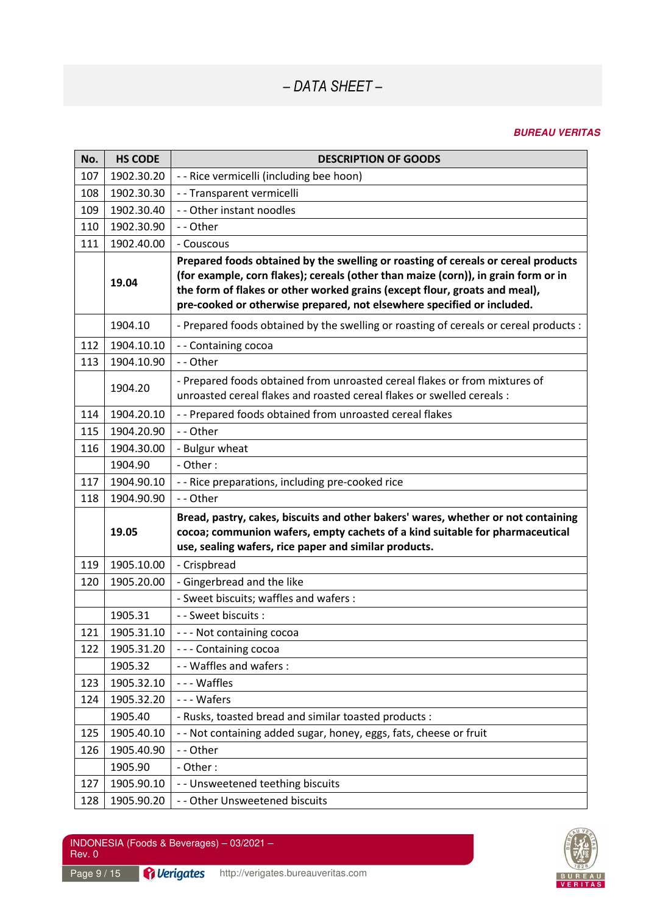– DATA SHEET –

**BUREAU VERITAS**

| No. | HS CODE | DESCRIPTION OF GOODS |
|---|---|---|
| 107 | 1902.30.20 | - - Rice vermicelli (including bee hoon) |
| 108 | 1902.30.30 | - - Transparent vermicelli |
| 109 | 1902.30.40 | - - Other instant noodles |
| 110 | 1902.30.90 | - - Other |
| 111 | 1902.40.00 | - Couscous |
| | **19.04** | **Prepared foods obtained by the swelling or roasting of cereals or cereal products (for example, corn flakes); cereals (other than maize (corn)), in grain form or in the form of flakes or other worked grains (except flour, groats and meal), pre-cooked or otherwise prepared, not elsewhere specified or included.** |
| | 1904.10 | - Prepared foods obtained by the swelling or roasting of cereals or cereal products : |
| 112 | 1904.10.10 | - - Containing cocoa |
| 113 | 1904.10.90 | - - Other |
| | 1904.20 | - Prepared foods obtained from unroasted cereal flakes or from mixtures of unroasted cereal flakes and roasted cereal flakes or swelled cereals : |
| 114 | 1904.20.10 | - - Prepared foods obtained from unroasted cereal flakes |
| 115 | 1904.20.90 | - - Other |
| 116 | 1904.30.00 | - Bulgur wheat |
| | 1904.90 | - Other : |
| 117 | 1904.90.10 | - - Rice preparations, including pre-cooked rice |
| 118 | 1904.90.90 | - - Other |
| | **19.05** | **Bread, pastry, cakes, biscuits and other bakers' wares, whether or not containing cocoa; communion wafers, empty cachets of a kind suitable for pharmaceutical use, sealing wafers, rice paper and similar products.** |
| 119 | 1905.10.00 | - Crispbread |
| 120 | 1905.20.00 | - Gingerbread and the like |
| | | - Sweet biscuits; waffles and wafers : |
| | 1905.31 | - - Sweet biscuits : |
| 121 | 1905.31.10 | - - - Not containing cocoa |
| 122 | 1905.31.20 | - - - Containing cocoa |
| | 1905.32 | - - Waffles and wafers : |
| 123 | 1905.32.10 | - - - Waffles |
| 124 | 1905.32.20 | - - - Wafers |
| | 1905.40 | - Rusks, toasted bread and similar toasted products : |
| 125 | 1905.40.10 | - - Not containing added sugar, honey, eggs, fats, cheese or fruit |
| 126 | 1905.40.90 | - - Other |
| | 1905.90 | - Other : |
| 127 | 1905.90.10 | - - Unsweetened teething biscuits |
| 128 | 1905.90.20 | - - Other Unsweetened biscuits |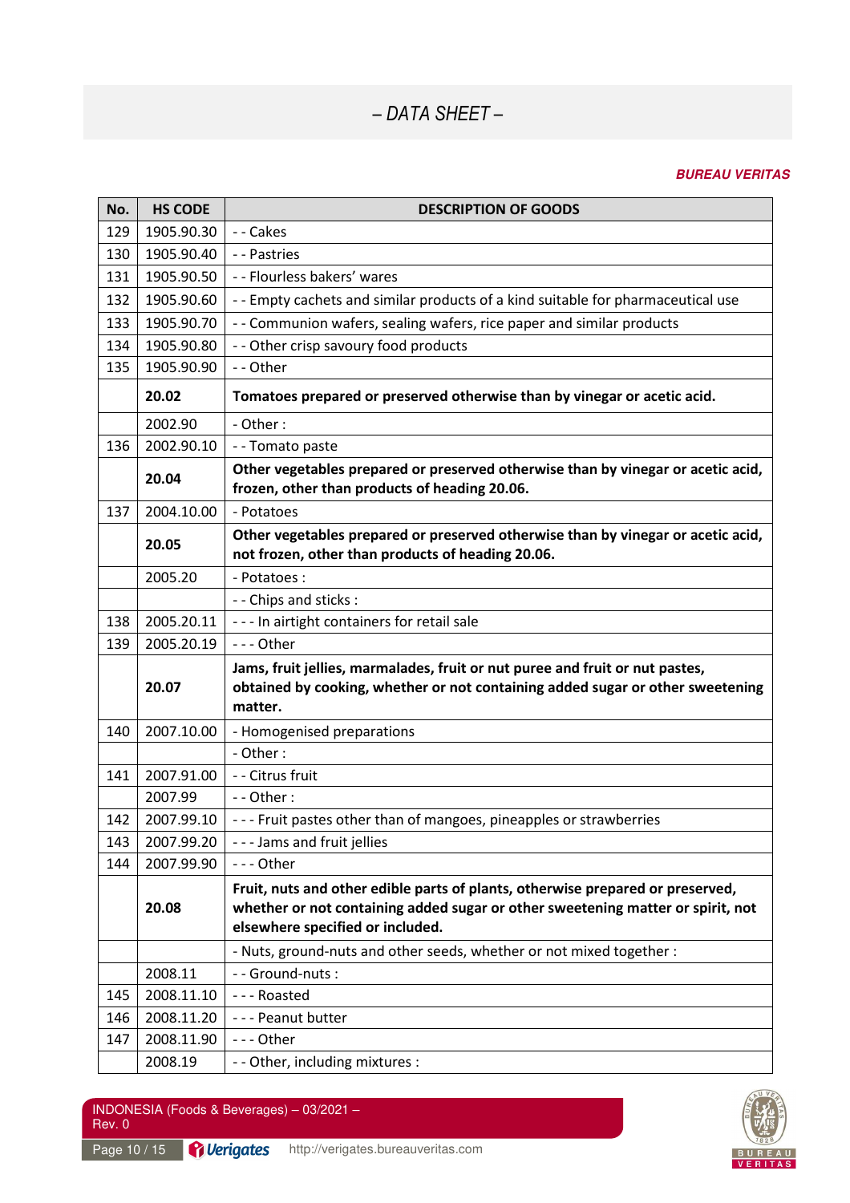*– DATA SHEET –*

***BUREAU VERITAS***

| No. | HS CODE | DESCRIPTION OF GOODS |
|---|---|---|
| 129 | 1905.90.30 | - - Cakes |
| 130 | 1905.90.40 | - - Pastries |
| 131 | 1905.90.50 | - - Flourless bakers' wares |
| 132 | 1905.90.60 | - - Empty cachets and similar products of a kind suitable for pharmaceutical use |
| 133 | 1905.90.70 | - - Communion wafers, sealing wafers, rice paper and similar products |
| 134 | 1905.90.80 | - - Other crisp savoury food products |
| 135 | 1905.90.90 | - - Other |
| | **20.02** | **Tomatoes prepared or preserved otherwise than by vinegar or acetic acid.** |
| | 2002.90 | - Other : |
| 136 | 2002.90.10 | - - Tomato paste |
| | **20.04** | **Other vegetables prepared or preserved otherwise than by vinegar or acetic acid, frozen, other than products of heading 20.06.** |
| 137 | 2004.10.00 | - Potatoes |
| | **20.05** | **Other vegetables prepared or preserved otherwise than by vinegar or acetic acid, not frozen, other than products of heading 20.06.** |
| | 2005.20 | - Potatoes : |
| | | - - Chips and sticks : |
| 138 | 2005.20.11 | - - - In airtight containers for retail sale |
| 139 | 2005.20.19 | - - - Other |
| | **20.07** | **Jams, fruit jellies, marmalades, fruit or nut puree and fruit or nut pastes, obtained by cooking, whether or not containing added sugar or other sweetening matter.** |
| 140 | 2007.10.00 | - Homogenised preparations |
| | | - Other : |
| 141 | 2007.91.00 | - - Citrus fruit |
| | 2007.99 | - - Other : |
| 142 | 2007.99.10 | - - - Fruit pastes other than of mangoes, pineapples or strawberries |
| 143 | 2007.99.20 | - - - Jams and fruit jellies |
| 144 | 2007.99.90 | - - - Other |
| | **20.08** | **Fruit, nuts and other edible parts of plants, otherwise prepared or preserved, whether or not containing added sugar or other sweetening matter or spirit, not elsewhere specified or included.** |
| | | - Nuts, ground-nuts and other seeds, whether or not mixed together : |
| | 2008.11 | - - Ground-nuts : |
| 145 | 2008.11.10 | - - - Roasted |
| 146 | 2008.11.20 | - - - Peanut butter |
| 147 | 2008.11.90 | - - - Other |
| | 2008.19 | - - Other, including mixtures : |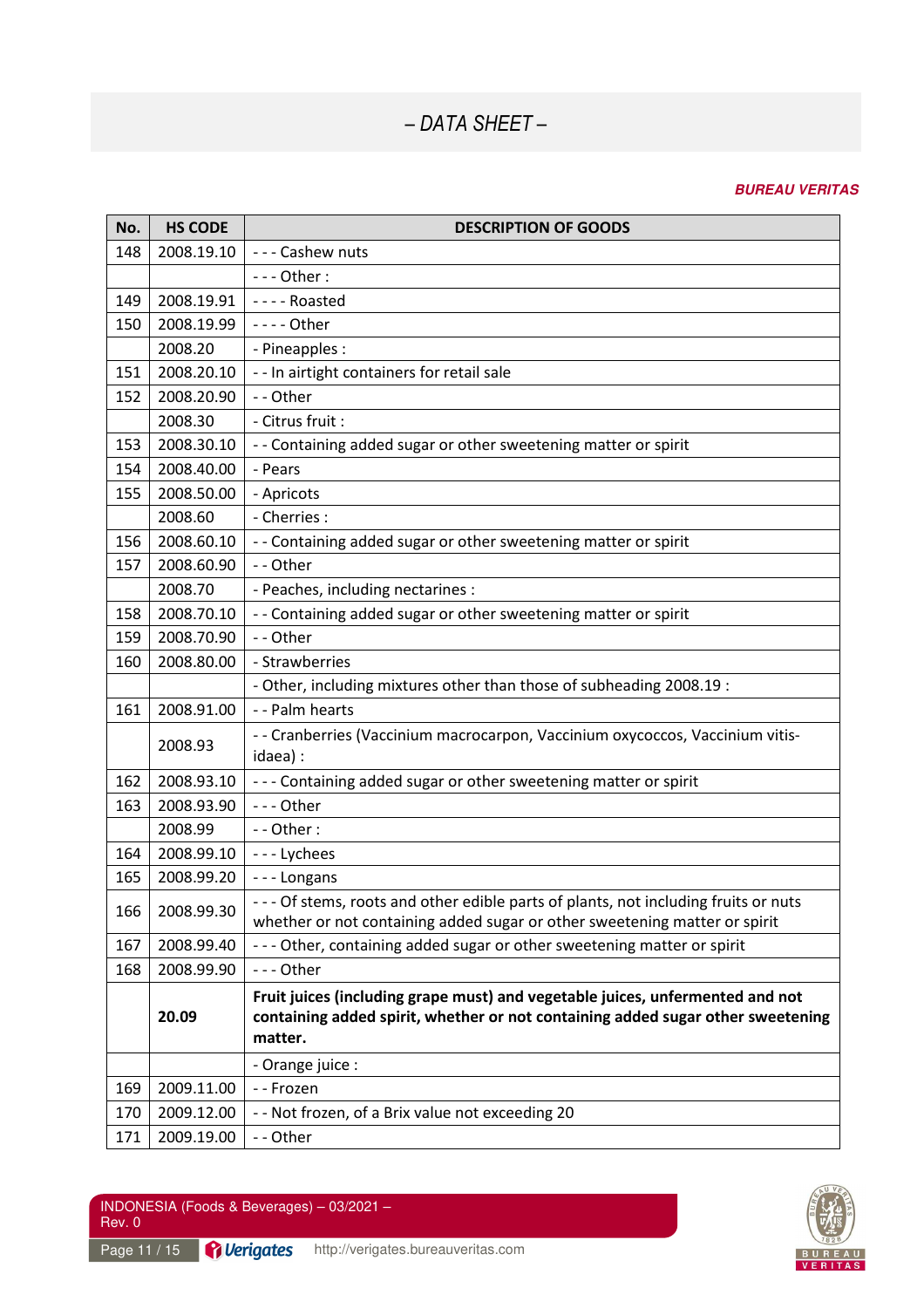## – DATA SHEET –

***BUREAU VERITAS***

| No. | HS CODE | DESCRIPTION OF GOODS |
|---|---|---|
| 148 | 2008.19.10 | - - - Cashew nuts |
| | | - - - Other : |
| 149 | 2008.19.91 | - - - - Roasted |
| 150 | 2008.19.99 | - - - - Other |
| | 2008.20 | - Pineapples : |
| 151 | 2008.20.10 | - - In airtight containers for retail sale |
| 152 | 2008.20.90 | - - Other |
| | 2008.30 | - Citrus fruit : |
| 153 | 2008.30.10 | - - Containing added sugar or other sweetening matter or spirit |
| 154 | 2008.40.00 | - Pears |
| 155 | 2008.50.00 | - Apricots |
| | 2008.60 | - Cherries : |
| 156 | 2008.60.10 | - - Containing added sugar or other sweetening matter or spirit |
| 157 | 2008.60.90 | - - Other |
| | 2008.70 | - Peaches, including nectarines : |
| 158 | 2008.70.10 | - - Containing added sugar or other sweetening matter or spirit |
| 159 | 2008.70.90 | - - Other |
| 160 | 2008.80.00 | - Strawberries |
| | | - Other, including mixtures other than those of subheading 2008.19 : |
| 161 | 2008.91.00 | - - Palm hearts |
| | 2008.93 | - - Cranberries (Vaccinium macrocarpon, Vaccinium oxycoccos, Vaccinium vitis-idaea) : |
| 162 | 2008.93.10 | - - - Containing added sugar or other sweetening matter or spirit |
| 163 | 2008.93.90 | - - - Other |
| | 2008.99 | - - Other : |
| 164 | 2008.99.10 | - - - Lychees |
| 165 | 2008.99.20 | - - - Longans |
| 166 | 2008.99.30 | - - - Of stems, roots and other edible parts of plants, not including fruits or nuts whether or not containing added sugar or other sweetening matter or spirit |
| 167 | 2008.99.40 | - - - Other, containing added sugar or other sweetening matter or spirit |
| 168 | 2008.99.90 | - - - Other |
| | **20.09** | **Fruit juices (including grape must) and vegetable juices, unfermented and not containing added spirit, whether or not containing added sugar other sweetening matter.** |
| | | - Orange juice : |
| 169 | 2009.11.00 | - - Frozen |
| 170 | 2009.12.00 | - - Not frozen, of a Brix value not exceeding 20 |
| 171 | 2009.19.00 | - - Other |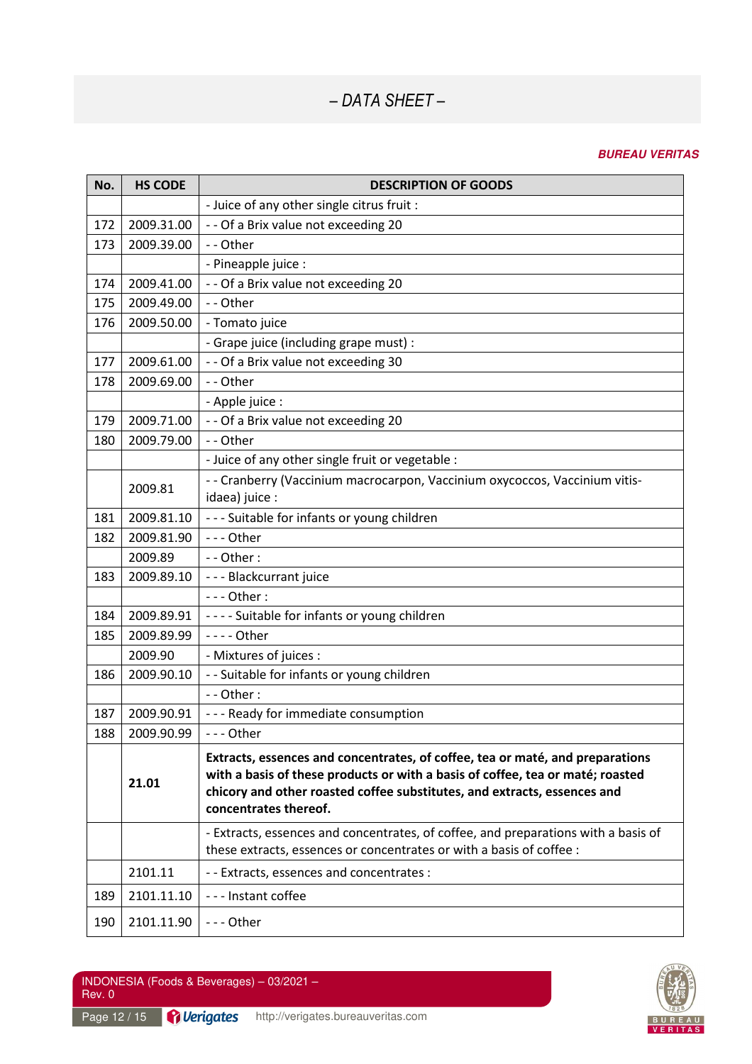## – DATA SHEET –

***BUREAU VERITAS***

| No. | HS CODE | DESCRIPTION OF GOODS |
|---|---|---|
| | | - Juice of any other single citrus fruit : |
| 172 | 2009.31.00 | - - Of a Brix value not exceeding 20 |
| 173 | 2009.39.00 | - - Other |
| | | - Pineapple juice : |
| 174 | 2009.41.00 | - - Of a Brix value not exceeding 20 |
| 175 | 2009.49.00 | - - Other |
| 176 | 2009.50.00 | - Tomato juice |
| | | - Grape juice (including grape must) : |
| 177 | 2009.61.00 | - - Of a Brix value not exceeding 30 |
| 178 | 2009.69.00 | - - Other |
| | | - Apple juice : |
| 179 | 2009.71.00 | - - Of a Brix value not exceeding 20 |
| 180 | 2009.79.00 | - - Other |
| | | - Juice of any other single fruit or vegetable : |
| | 2009.81 | - - Cranberry (Vaccinium macrocarpon, Vaccinium oxycoccos, Vaccinium vitis-idaea) juice : |
| 181 | 2009.81.10 | - - - Suitable for infants or young children |
| 182 | 2009.81.90 | - - - Other |
| | 2009.89 | - - Other : |
| 183 | 2009.89.10 | - - - Blackcurrant juice |
| | | - - - Other : |
| 184 | 2009.89.91 | - - - - Suitable for infants or young children |
| 185 | 2009.89.99 | - - - - Other |
| | 2009.90 | - Mixtures of juices : |
| 186 | 2009.90.10 | - - Suitable for infants or young children |
| | | - - Other : |
| 187 | 2009.90.91 | - - - Ready for immediate consumption |
| 188 | 2009.90.99 | - - - Other |
| | **21.01** | **Extracts, essences and concentrates, of coffee, tea or maté, and preparations with a basis of these products or with a basis of coffee, tea or maté; roasted chicory and other roasted coffee substitutes, and extracts, essences and concentrates thereof.** |
| | | - Extracts, essences and concentrates, of coffee, and preparations with a basis of these extracts, essences or concentrates or with a basis of coffee : |
| | 2101.11 | - - Extracts, essences and concentrates : |
| 189 | 2101.11.10 | - - - Instant coffee |
| 190 | 2101.11.90 | - - - Other |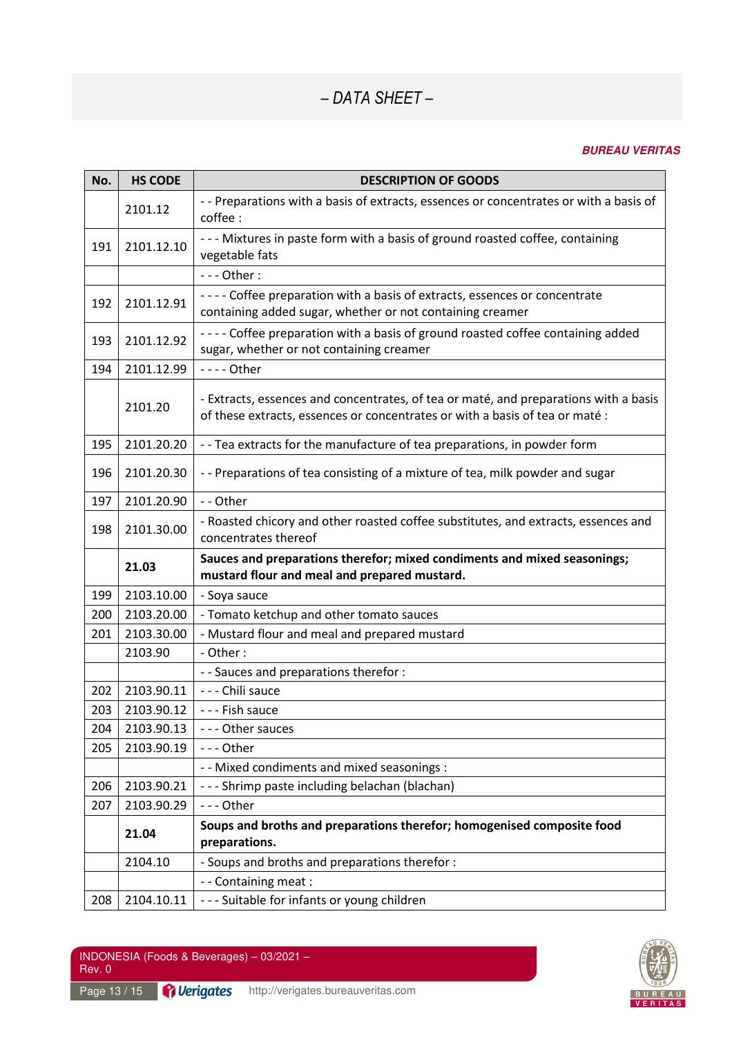*– DATA SHEET –*

***BUREAU VERITAS***

| No. | HS CODE | DESCRIPTION OF GOODS |
|---|---|---|
| | 2101.12 | - - Preparations with a basis of extracts, essences or concentrates or with a basis of coffee : |
| 191 | 2101.12.10 | - - - Mixtures in paste form with a basis of ground roasted coffee, containing vegetable fats |
| | | - - - Other : |
| 192 | 2101.12.91 | - - - - Coffee preparation with a basis of extracts, essences or concentrate containing added sugar, whether or not containing creamer |
| 193 | 2101.12.92 | - - - - Coffee preparation with a basis of ground roasted coffee containing added sugar, whether or not containing creamer |
| 194 | 2101.12.99 | - - - - Other |
| | 2101.20 | - Extracts, essences and concentrates, of tea or maté, and preparations with a basis of these extracts, essences or concentrates or with a basis of tea or maté : |
| 195 | 2101.20.20 | - - Tea extracts for the manufacture of tea preparations, in powder form |
| 196 | 2101.20.30 | - - Preparations of tea consisting of a mixture of tea, milk powder and sugar |
| 197 | 2101.20.90 | - - Other |
| 198 | 2101.30.00 | - Roasted chicory and other roasted coffee substitutes, and extracts, essences and concentrates thereof |
| | **21.03** | **Sauces and preparations therefor; mixed condiments and mixed seasonings; mustard flour and meal and prepared mustard.** |
| 199 | 2103.10.00 | - Soya sauce |
| 200 | 2103.20.00 | - Tomato ketchup and other tomato sauces |
| 201 | 2103.30.00 | - Mustard flour and meal and prepared mustard |
| | 2103.90 | - Other : |
| | | - - Sauces and preparations therefor : |
| 202 | 2103.90.11 | - - - Chili sauce |
| 203 | 2103.90.12 | - - - Fish sauce |
| 204 | 2103.90.13 | - - - Other sauces |
| 205 | 2103.90.19 | - - - Other |
| | | - - Mixed condiments and mixed seasonings : |
| 206 | 2103.90.21 | - - - Shrimp paste including belachan (blachan) |
| 207 | 2103.90.29 | - - - Other |
| | **21.04** | **Soups and broths and preparations therefor; homogenised composite food preparations.** |
| | 2104.10 | - Soups and broths and preparations therefor : |
| | | - - Containing meat : |
| 208 | 2104.10.11 | - - - Suitable for infants or young children |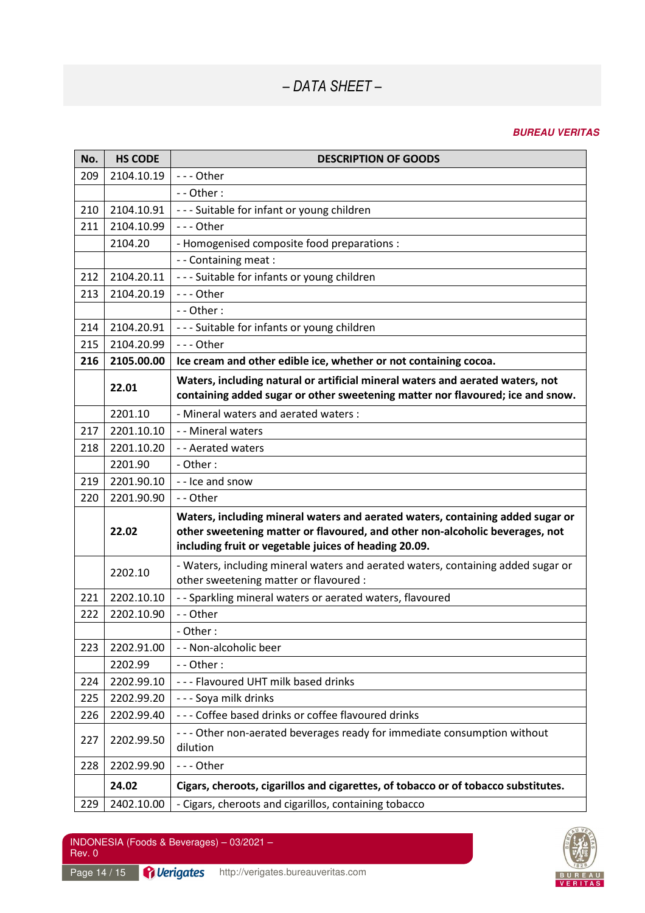– *DATA SHEET* –

***BUREAU VERITAS***

| No. | HS CODE | DESCRIPTION OF GOODS |
|---|---|---|
| 209 | 2104.10.19 | - - - Other |
| | | - - Other : |
| 210 | 2104.10.91 | - - - Suitable for infant or young children |
| 211 | 2104.10.99 | - - - Other |
| | 2104.20 | - Homogenised composite food preparations : |
| | | - - Containing meat : |
| 212 | 2104.20.11 | - - - Suitable for infants or young children |
| 213 | 2104.20.19 | - - - Other |
| | | - - Other : |
| 214 | 2104.20.91 | - - - Suitable for infants or young children |
| 215 | 2104.20.99 | - - - Other |
| **216** | **2105.00.00** | **Ice cream and other edible ice, whether or not containing cocoa.** |
| | **22.01** | **Waters, including natural or artificial mineral waters and aerated waters, not containing added sugar or other sweetening matter nor flavoured; ice and snow.** |
| | 2201.10 | - Mineral waters and aerated waters : |
| 217 | 2201.10.10 | - - Mineral waters |
| 218 | 2201.10.20 | - - Aerated waters |
| | 2201.90 | - Other : |
| 219 | 2201.90.10 | - - Ice and snow |
| 220 | 2201.90.90 | - - Other |
| | **22.02** | **Waters, including mineral waters and aerated waters, containing added sugar or other sweetening matter or flavoured, and other non-alcoholic beverages, not including fruit or vegetable juices of heading 20.09.** |
| | 2202.10 | - Waters, including mineral waters and aerated waters, containing added sugar or other sweetening matter or flavoured : |
| 221 | 2202.10.10 | - - Sparkling mineral waters or aerated waters, flavoured |
| 222 | 2202.10.90 | - - Other |
| | | - Other : |
| 223 | 2202.91.00 | - - Non-alcoholic beer |
| | 2202.99 | - - Other : |
| 224 | 2202.99.10 | - - - Flavoured UHT milk based drinks |
| 225 | 2202.99.20 | - - - Soya milk drinks |
| 226 | 2202.99.40 | - - - Coffee based drinks or coffee flavoured drinks |
| 227 | 2202.99.50 | - - - Other non-aerated beverages ready for immediate consumption without dilution |
| 228 | 2202.99.90 | - - - Other |
| | **24.02** | **Cigars, cheroots, cigarillos and cigarettes, of tobacco or of tobacco substitutes.** |
| 229 | 2402.10.00 | - Cigars, cheroots and cigarillos, containing tobacco |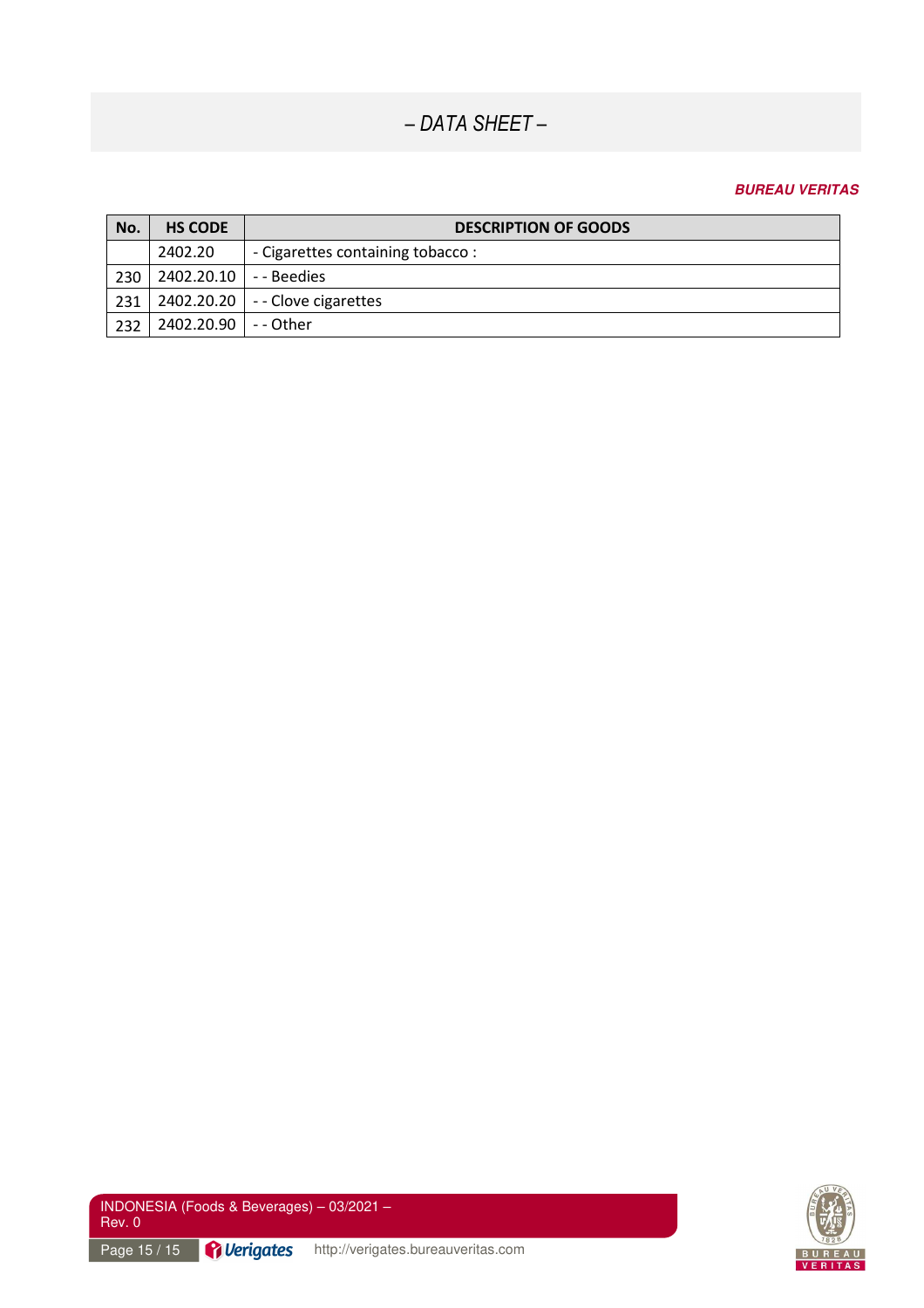# – DATA SHEET –

***BUREAU VERITAS***

| No. | HS CODE | DESCRIPTION OF GOODS |
| --- | --- | --- |
| | 2402.20 | - Cigarettes containing tobacco : |
| 230 | 2402.20.10 | - - Beedies |
| 231 | 2402.20.20 | - - Clove cigarettes |
| 232 | 2402.20.90 | - - Other |